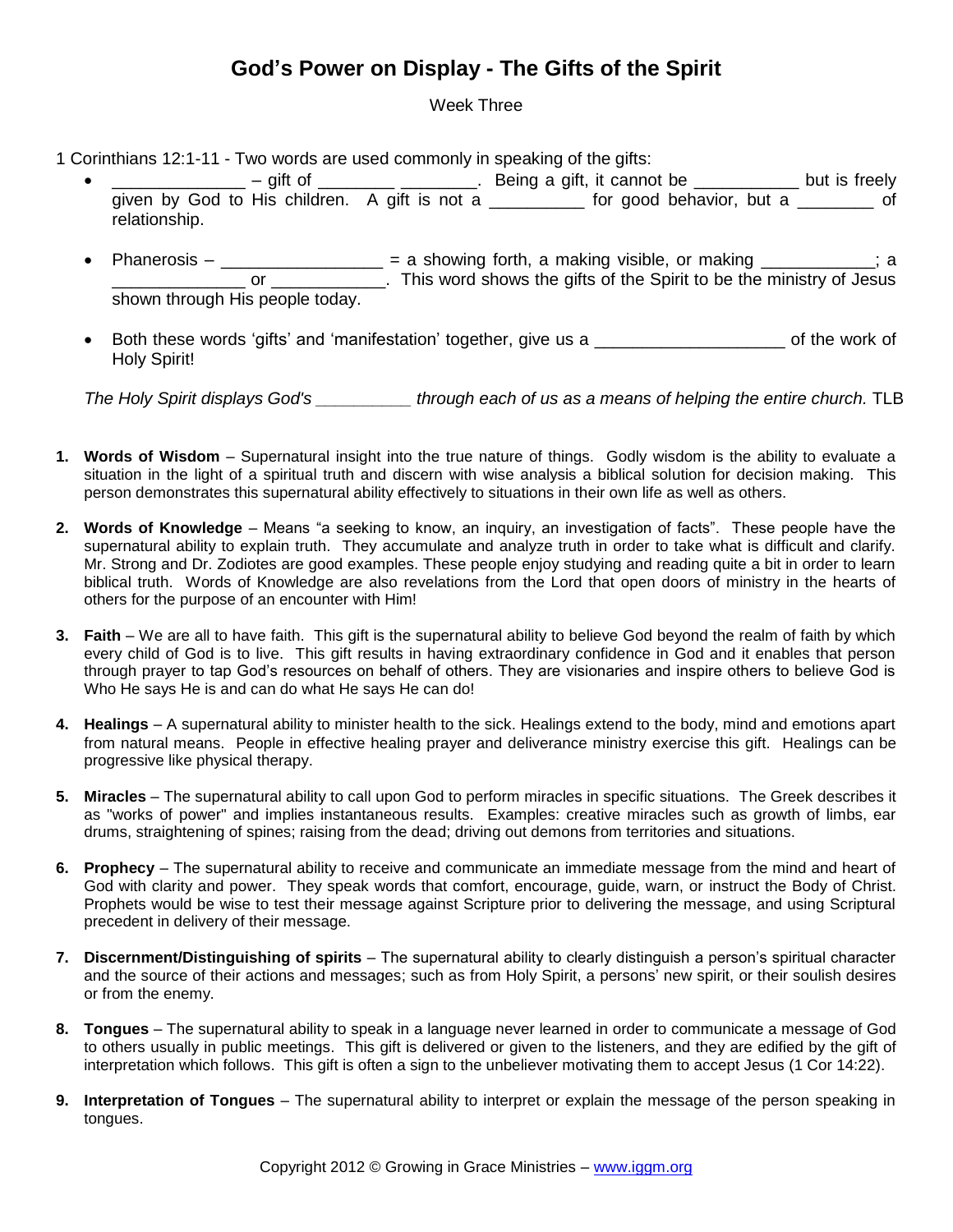# God's Power on Display - The Gifts of the Spirit

Week Three

1 Corinthians 12:1-11 - Two words are used commonly in speaking of the gifts:

- ______________ – gift of ________ ________. Being a gift, it cannot be ___________ but is freely given by God to His children. A gift is not a __________ for good behavior, but a ________ of relationship.

- Phanerosis – _________________ = a showing forth, a making visible, or making ____________; a ______________ or ____________. This word shows the gifts of the Spirit to be the ministry of Jesus shown through His people today.

- Both these words 'gifts' and 'manifestation' together, give us a ____________________ of the work of Holy Spirit!

*The Holy Spirit displays God's __________ through each of us as a means of helping the entire church.* TLB

1. **Words of Wisdom** – Supernatural insight into the true nature of things. Godly wisdom is the ability to evaluate a situation in the light of a spiritual truth and discern with wise analysis a biblical solution for decision making. This person demonstrates this supernatural ability effectively to situations in their own life as well as others.

2. **Words of Knowledge** – Means "a seeking to know, an inquiry, an investigation of facts". These people have the supernatural ability to explain truth. They accumulate and analyze truth in order to take what is difficult and clarify. Mr. Strong and Dr. Zodiotes are good examples. These people enjoy studying and reading quite a bit in order to learn biblical truth. Words of Knowledge are also revelations from the Lord that open doors of ministry in the hearts of others for the purpose of an encounter with Him!

3. **Faith** – We are all to have faith. This gift is the supernatural ability to believe God beyond the realm of faith by which every child of God is to live. This gift results in having extraordinary confidence in God and it enables that person through prayer to tap God's resources on behalf of others. They are visionaries and inspire others to believe God is Who He says He is and can do what He says He can do!

4. **Healings** – A supernatural ability to minister health to the sick. Healings extend to the body, mind and emotions apart from natural means. People in effective healing prayer and deliverance ministry exercise this gift. Healings can be progressive like physical therapy.

5. **Miracles** – The supernatural ability to call upon God to perform miracles in specific situations. The Greek describes it as "works of power" and implies instantaneous results. Examples: creative miracles such as growth of limbs, ear drums, straightening of spines; raising from the dead; driving out demons from territories and situations.

6. **Prophecy** – The supernatural ability to receive and communicate an immediate message from the mind and heart of God with clarity and power. They speak words that comfort, encourage, guide, warn, or instruct the Body of Christ. Prophets would be wise to test their message against Scripture prior to delivering the message, and using Scriptural precedent in delivery of their message.

7. **Discernment/Distinguishing of spirits** – The supernatural ability to clearly distinguish a person's spiritual character and the source of their actions and messages; such as from Holy Spirit, a persons' new spirit, or their soulish desires or from the enemy.

8. **Tongues** – The supernatural ability to speak in a language never learned in order to communicate a message of God to others usually in public meetings. This gift is delivered or given to the listeners, and they are edified by the gift of interpretation which follows. This gift is often a sign to the unbeliever motivating them to accept Jesus (1 Cor 14:22).

9. **Interpretation of Tongues** – The supernatural ability to interpret or explain the message of the person speaking in tongues.

Copyright 2012 © Growing in Grace Ministries – www.iggm.org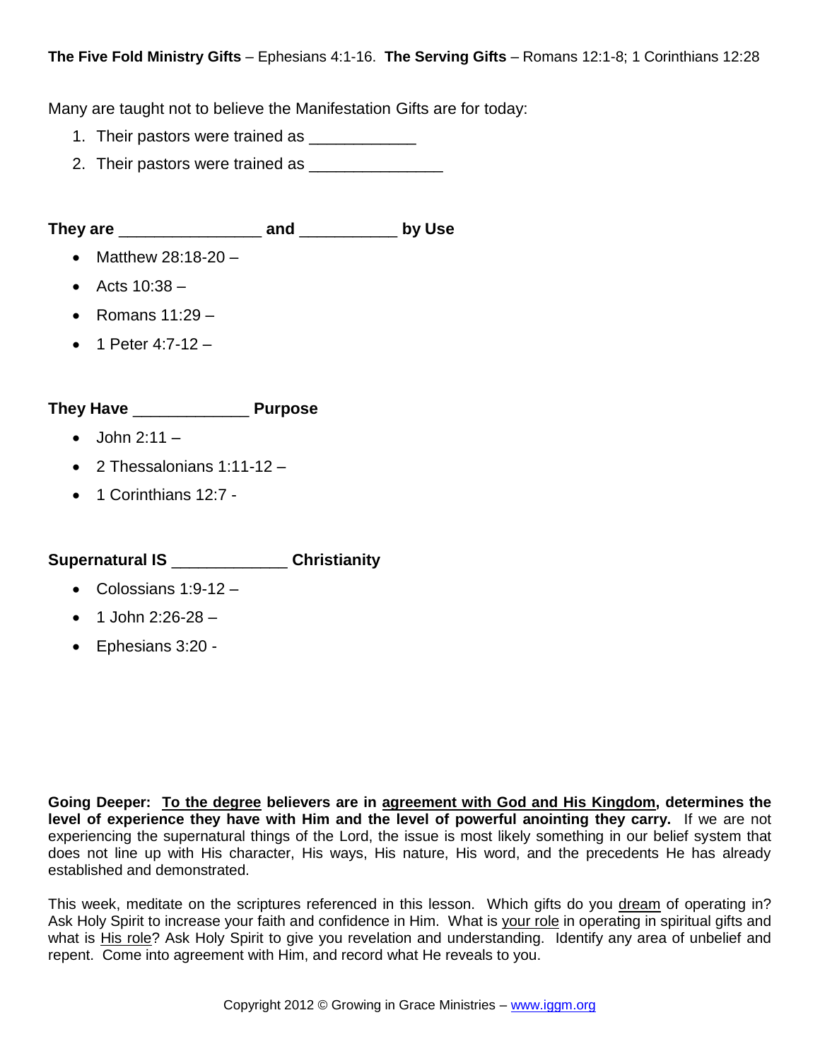**The Five Fold Ministry Gifts** – Ephesians 4:1-16. **The Serving Gifts** – Romans 12:1-8; 1 Corinthians 12:28

Many are taught not to believe the Manifestation Gifts are for today:

1. Their pastors were trained as ____________
2. Their pastors were trained as _______________

**They are ________________ and ___________ by Use**

- Matthew 28:18-20 –
- Acts 10:38 –
- Romans 11:29 –
- 1 Peter 4:7-12 –

**They Have _____________ Purpose**

- John 2:11 –
- 2 Thessalonians 1:11-12 –
- 1 Corinthians 12:7 -

**Supernatural IS _____________ Christianity**

- Colossians 1:9-12 –
- 1 John 2:26-28 –
- Ephesians 3:20 -

**Going Deeper: <u>To the degree</u> believers are in <u>agreement with God and His Kingdom</u>, determines the level of experience they have with Him and the level of powerful anointing they carry.** If we are not experiencing the supernatural things of the Lord, the issue is most likely something in our belief system that does not line up with His character, His ways, His nature, His word, and the precedents He has already established and demonstrated.

This week, meditate on the scriptures referenced in this lesson. Which gifts do you <u>dream</u> of operating in? Ask Holy Spirit to increase your faith and confidence in Him. What is <u>your role</u> in operating in spiritual gifts and what is <u>His role</u>? Ask Holy Spirit to give you revelation and understanding. Identify any area of unbelief and repent. Come into agreement with Him, and record what He reveals to you.

Copyright 2012 © Growing in Grace Ministries – www.iggm.org